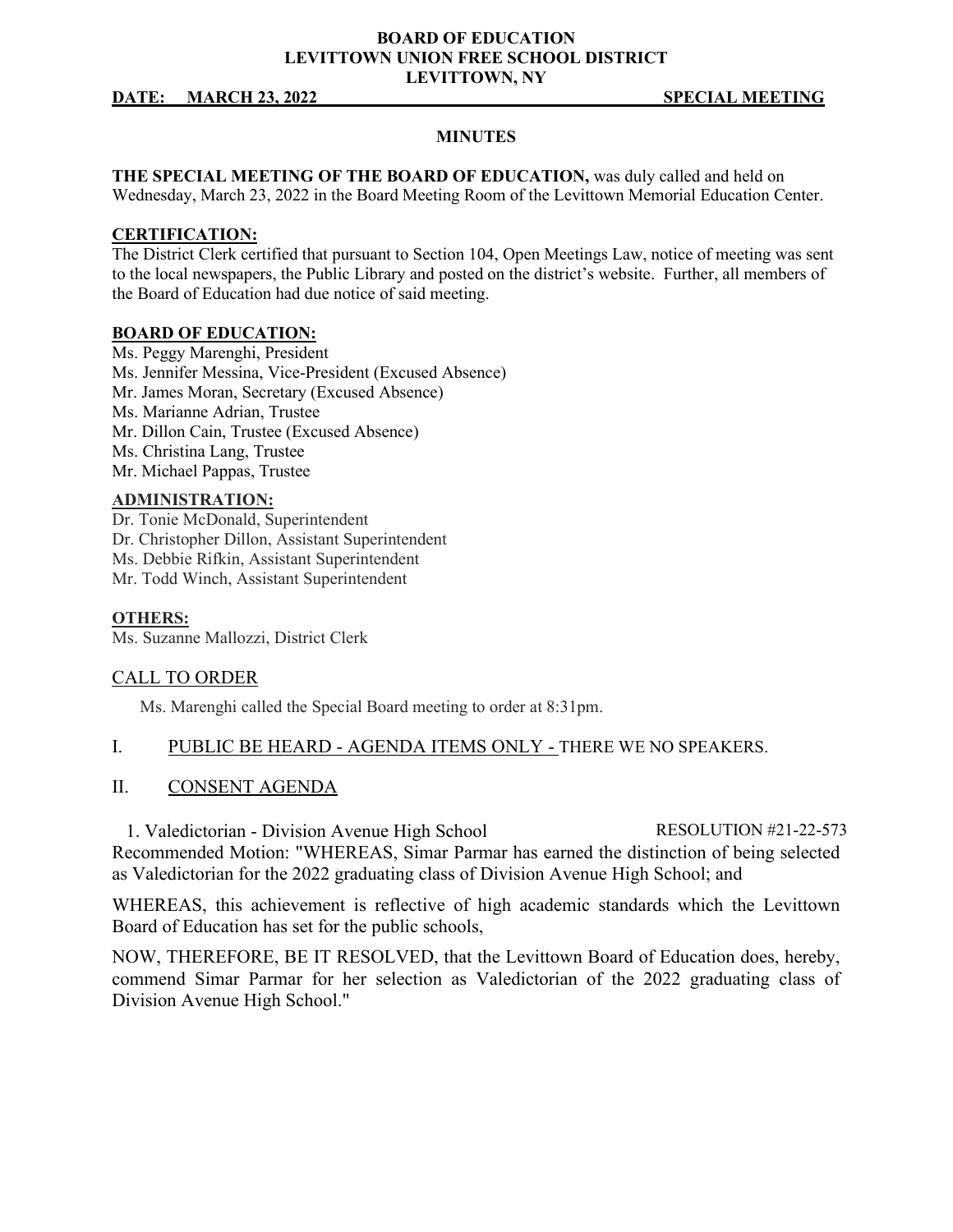**BOARD OF EDUCATION**
**LEVITTOWN UNION FREE SCHOOL DISTRICT**
**LEVITTOWN, NY**

**DATE: MARCH 23, 2022** **SPECIAL MEETING**

## MINUTES

**THE SPECIAL MEETING OF THE BOARD OF EDUCATION,** was duly called and held on Wednesday, March 23, 2022 in the Board Meeting Room of the Levittown Memorial Education Center.

**CERTIFICATION:**
The District Clerk certified that pursuant to Section 104, Open Meetings Law, notice of meeting was sent to the local newspapers, the Public Library and posted on the district's website. Further, all members of the Board of Education had due notice of said meeting.

**BOARD OF EDUCATION:**
Ms. Peggy Marenghi, President
Ms. Jennifer Messina, Vice-President (Excused Absence)
Mr. James Moran, Secretary (Excused Absence)
Ms. Marianne Adrian, Trustee
Mr. Dillon Cain, Trustee (Excused Absence)
Ms. Christina Lang, Trustee
Mr. Michael Pappas, Trustee

**ADMINISTRATION:**
Dr. Tonie McDonald, Superintendent
Dr. Christopher Dillon, Assistant Superintendent
Ms. Debbie Rifkin, Assistant Superintendent
Mr. Todd Winch, Assistant Superintendent

**OTHERS:**
Ms. Suzanne Mallozzi, District Clerk

## CALL TO ORDER

Ms. Marenghi called the Special Board meeting to order at 8:31pm.

## I. PUBLIC BE HEARD - AGENDA ITEMS ONLY - THERE WE NO SPEAKERS.

## II. CONSENT AGENDA

1. Valedictorian - Division Avenue High School RESOLUTION #21-22-573

Recommended Motion: "WHEREAS, Simar Parmar has earned the distinction of being selected as Valedictorian for the 2022 graduating class of Division Avenue High School; and

WHEREAS, this achievement is reflective of high academic standards which the Levittown Board of Education has set for the public schools,

NOW, THEREFORE, BE IT RESOLVED, that the Levittown Board of Education does, hereby, commend Simar Parmar for her selection as Valedictorian of the 2022 graduating class of Division Avenue High School."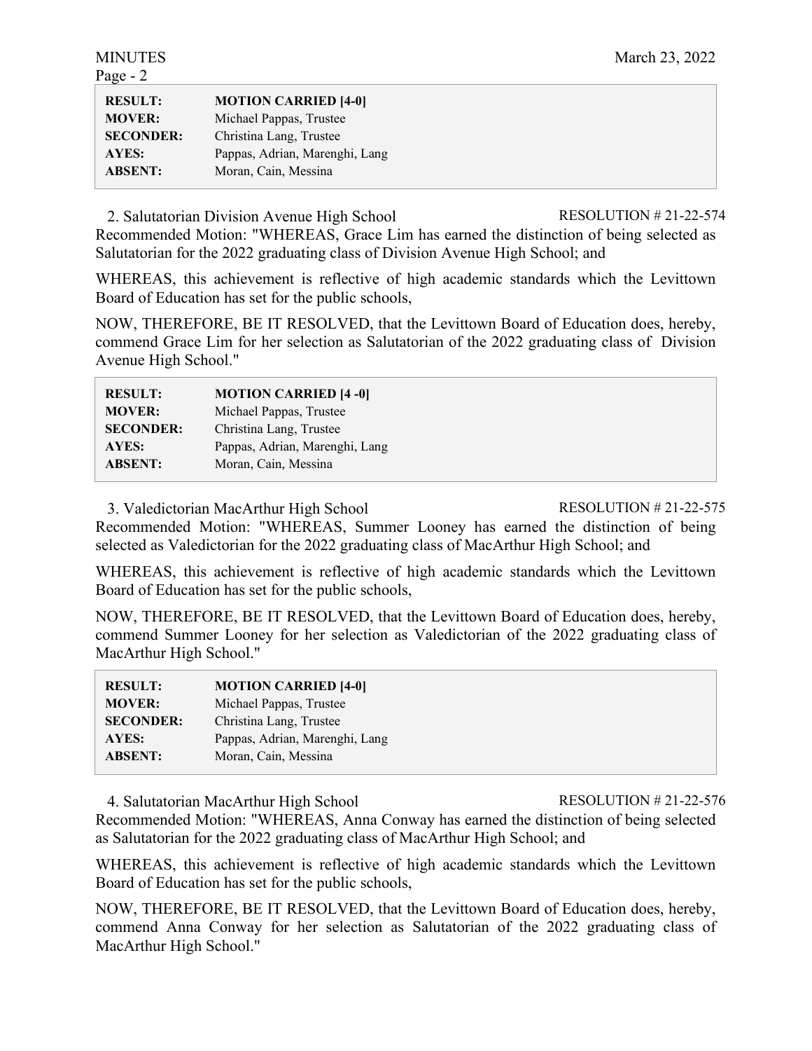| RESULT: | MOTION CARRIED [4-0] |
| --- | --- |
| MOVER: | Michael Pappas, Trustee |
| SECONDER: | Christina Lang, Trustee |
| AYES: | Pappas, Adrian, Marenghi, Lang |
| ABSENT: | Moran, Cain, Messina |

2. Salutatorian Division Avenue High School — RESOLUTION # 21-22-574

Recommended Motion: "WHEREAS, Grace Lim has earned the distinction of being selected as Salutatorian for the 2022 graduating class of Division Avenue High School; and

WHEREAS, this achievement is reflective of high academic standards which the Levittown Board of Education has set for the public schools,

NOW, THEREFORE, BE IT RESOLVED, that the Levittown Board of Education does, hereby, commend Grace Lim for her selection as Salutatorian of the 2022 graduating class of Division Avenue High School."

| RESULT: | MOTION CARRIED [4 -0] |
| --- | --- |
| MOVER: | Michael Pappas, Trustee |
| SECONDER: | Christina Lang, Trustee |
| AYES: | Pappas, Adrian, Marenghi, Lang |
| ABSENT: | Moran, Cain, Messina |

3. Valedictorian MacArthur High School — RESOLUTION # 21-22-575

Recommended Motion: "WHEREAS, Summer Looney has earned the distinction of being selected as Valedictorian for the 2022 graduating class of MacArthur High School; and

WHEREAS, this achievement is reflective of high academic standards which the Levittown Board of Education has set for the public schools,

NOW, THEREFORE, BE IT RESOLVED, that the Levittown Board of Education does, hereby, commend Summer Looney for her selection as Valedictorian of the 2022 graduating class of MacArthur High School."

| RESULT: | MOTION CARRIED [4-0] |
| --- | --- |
| MOVER: | Michael Pappas, Trustee |
| SECONDER: | Christina Lang, Trustee |
| AYES: | Pappas, Adrian, Marenghi, Lang |
| ABSENT: | Moran, Cain, Messina |

4. Salutatorian MacArthur High School — RESOLUTION # 21-22-576

Recommended Motion: "WHEREAS, Anna Conway has earned the distinction of being selected as Salutatorian for the 2022 graduating class of MacArthur High School; and

WHEREAS, this achievement is reflective of high academic standards which the Levittown Board of Education has set for the public schools,

NOW, THEREFORE, BE IT RESOLVED, that the Levittown Board of Education does, hereby, commend Anna Conway for her selection as Salutatorian of the 2022 graduating class of MacArthur High School."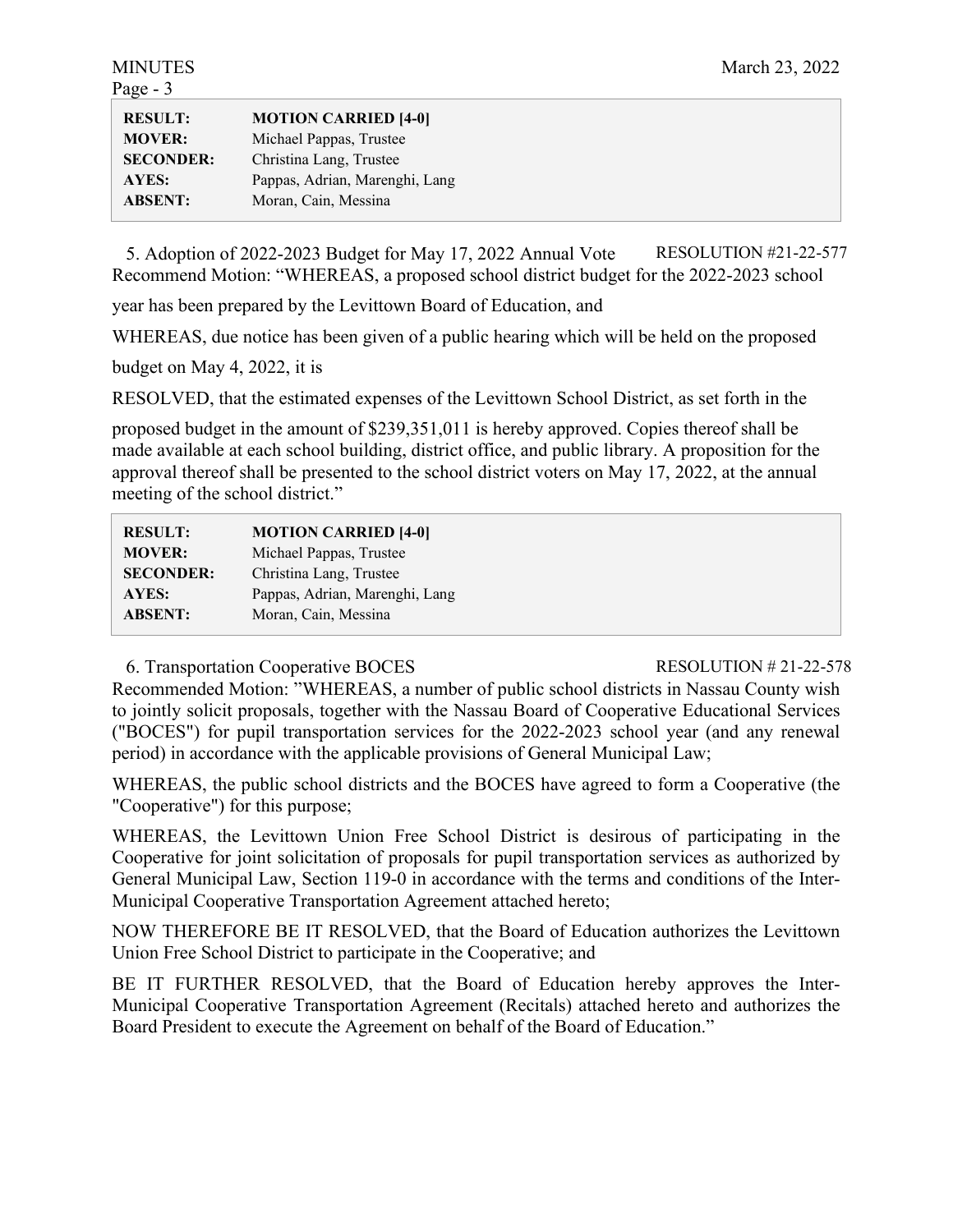| RESULT: | MOTION CARRIED [4-0] |
|---|---|
| MOVER: | Michael Pappas, Trustee |
| SECONDER: | Christina Lang, Trustee |
| AYES: | Pappas, Adrian, Marenghi, Lang |
| ABSENT: | Moran, Cain, Messina |

5. Adoption of 2022-2023 Budget for May 17, 2022 Annual Vote RESOLUTION #21-22-577

Recommend Motion: "WHEREAS, a proposed school district budget for the 2022-2023 school year has been prepared by the Levittown Board of Education, and

WHEREAS, due notice has been given of a public hearing which will be held on the proposed budget on May 4, 2022, it is

RESOLVED, that the estimated expenses of the Levittown School District, as set forth in the proposed budget in the amount of $239,351,011 is hereby approved. Copies thereof shall be made available at each school building, district office, and public library. A proposition for the approval thereof shall be presented to the school district voters on May 17, 2022, at the annual meeting of the school district."

| RESULT: | MOTION CARRIED [4-0] |
|---|---|
| MOVER: | Michael Pappas, Trustee |
| SECONDER: | Christina Lang, Trustee |
| AYES: | Pappas, Adrian, Marenghi, Lang |
| ABSENT: | Moran, Cain, Messina |

6. Transportation Cooperative BOCES RESOLUTION # 21-22-578

Recommended Motion: "WHEREAS, a number of public school districts in Nassau County wish to jointly solicit proposals, together with the Nassau Board of Cooperative Educational Services ("BOCES") for pupil transportation services for the 2022-2023 school year (and any renewal period) in accordance with the applicable provisions of General Municipal Law;

WHEREAS, the public school districts and the BOCES have agreed to form a Cooperative (the "Cooperative") for this purpose;

WHEREAS, the Levittown Union Free School District is desirous of participating in the Cooperative for joint solicitation of proposals for pupil transportation services as authorized by General Municipal Law, Section 119-0 in accordance with the terms and conditions of the Inter-Municipal Cooperative Transportation Agreement attached hereto;

NOW THEREFORE BE IT RESOLVED, that the Board of Education authorizes the Levittown Union Free School District to participate in the Cooperative; and

BE IT FURTHER RESOLVED, that the Board of Education hereby approves the Inter-Municipal Cooperative Transportation Agreement (Recitals) attached hereto and authorizes the Board President to execute the Agreement on behalf of the Board of Education."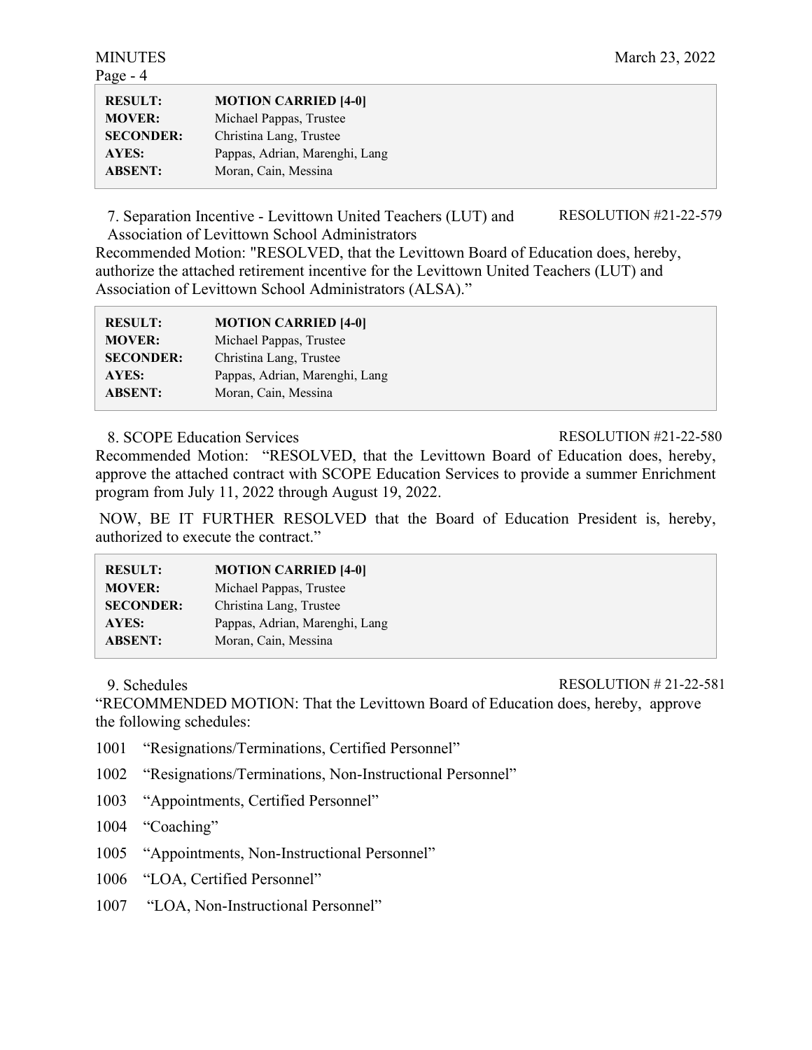| | |
|---|---|
| **RESULT:** | **MOTION CARRIED [4-0]** |
| **MOVER:** | Michael Pappas, Trustee |
| **SECONDER:** | Christina Lang, Trustee |
| **AYES:** | Pappas, Adrian, Marenghi, Lang |
| **ABSENT:** | Moran, Cain, Messina |

7. Separation Incentive - Levittown United Teachers (LUT) and Association of Levittown School Administrators — RESOLUTION #21-22-579

Recommended Motion: "RESOLVED, that the Levittown Board of Education does, hereby, authorize the attached retirement incentive for the Levittown United Teachers (LUT) and Association of Levittown School Administrators (ALSA)."

| | |
|---|---|
| **RESULT:** | **MOTION CARRIED [4-0]** |
| **MOVER:** | Michael Pappas, Trustee |
| **SECONDER:** | Christina Lang, Trustee |
| **AYES:** | Pappas, Adrian, Marenghi, Lang |
| **ABSENT:** | Moran, Cain, Messina |

8. SCOPE Education Services — RESOLUTION #21-22-580

Recommended Motion: "RESOLVED, that the Levittown Board of Education does, hereby, approve the attached contract with SCOPE Education Services to provide a summer Enrichment program from July 11, 2022 through August 19, 2022.

NOW, BE IT FURTHER RESOLVED that the Board of Education President is, hereby, authorized to execute the contract."

| | |
|---|---|
| **RESULT:** | **MOTION CARRIED [4-0]** |
| **MOVER:** | Michael Pappas, Trustee |
| **SECONDER:** | Christina Lang, Trustee |
| **AYES:** | Pappas, Adrian, Marenghi, Lang |
| **ABSENT:** | Moran, Cain, Messina |

9. Schedules — RESOLUTION # 21-22-581

"RECOMMENDED MOTION: That the Levittown Board of Education does, hereby, approve the following schedules:

1001 "Resignations/Terminations, Certified Personnel"

1002 "Resignations/Terminations, Non-Instructional Personnel"

1003 "Appointments, Certified Personnel"

1004 "Coaching"

1005 "Appointments, Non-Instructional Personnel"

1006 "LOA, Certified Personnel"

1007 "LOA, Non-Instructional Personnel"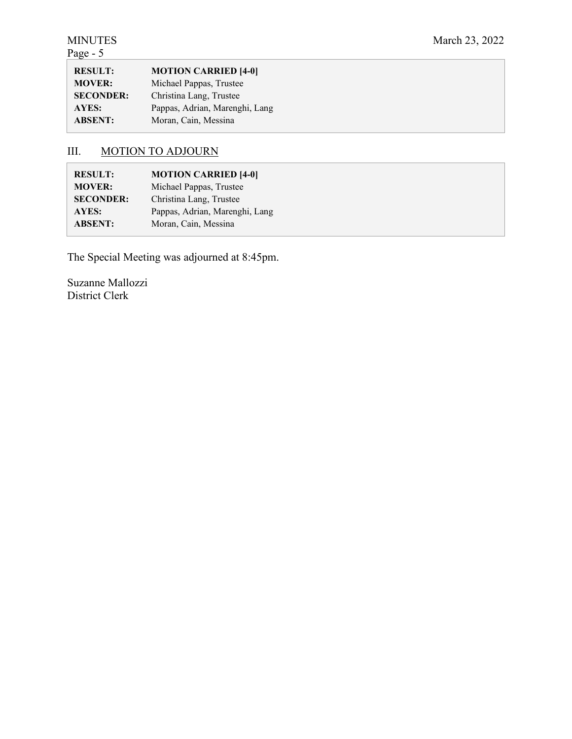| | |
|---|---|
| **RESULT:** | **MOTION CARRIED [4-0]** |
| **MOVER:** | Michael Pappas, Trustee |
| **SECONDER:** | Christina Lang, Trustee |
| **AYES:** | Pappas, Adrian, Marenghi, Lang |
| **ABSENT:** | Moran, Cain, Messina |

## III. MOTION TO ADJOURN

| | |
|---|---|
| **RESULT:** | **MOTION CARRIED [4-0]** |
| **MOVER:** | Michael Pappas, Trustee |
| **SECONDER:** | Christina Lang, Trustee |
| **AYES:** | Pappas, Adrian, Marenghi, Lang |
| **ABSENT:** | Moran, Cain, Messina |

The Special Meeting was adjourned at 8:45pm.

Suzanne Mallozzi
District Clerk